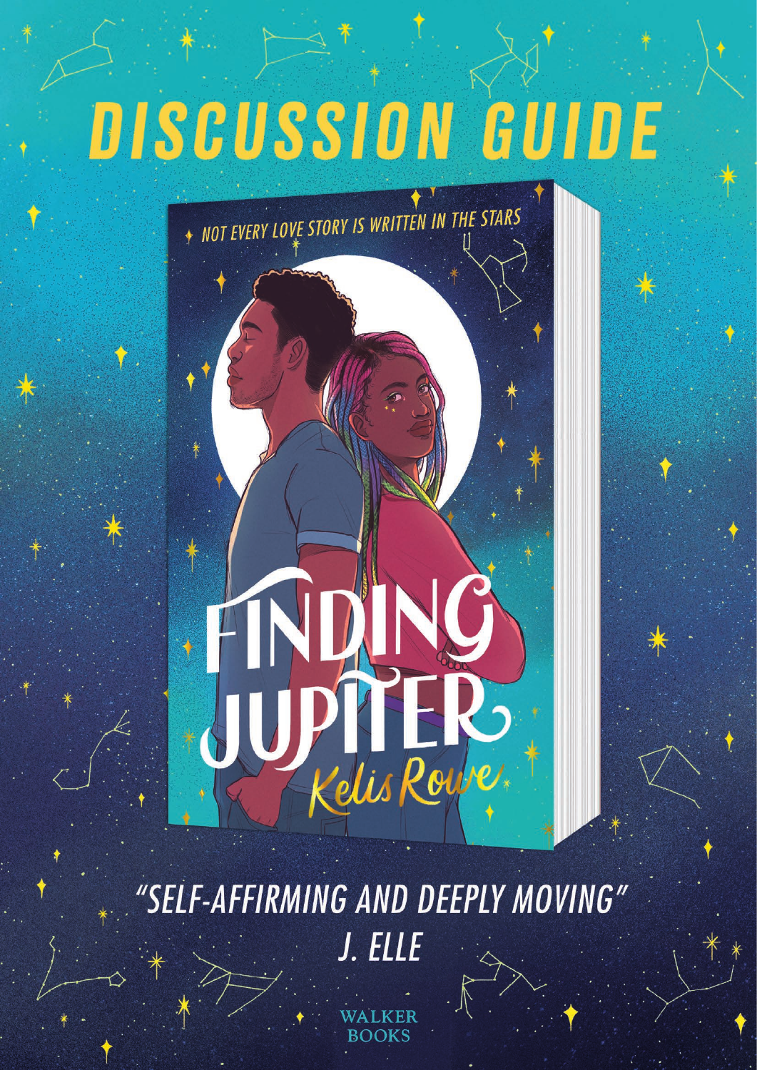# DISCUSSION GUIDE

NOT EVERY LOVE STORY IS WRITTEN IN THE STARS

FINDING JUPITER

Kelis Rowe

*"SELF-AFFIRMING AND DEEPLY MOVING"*
J. ELLE

WALKER BOOKS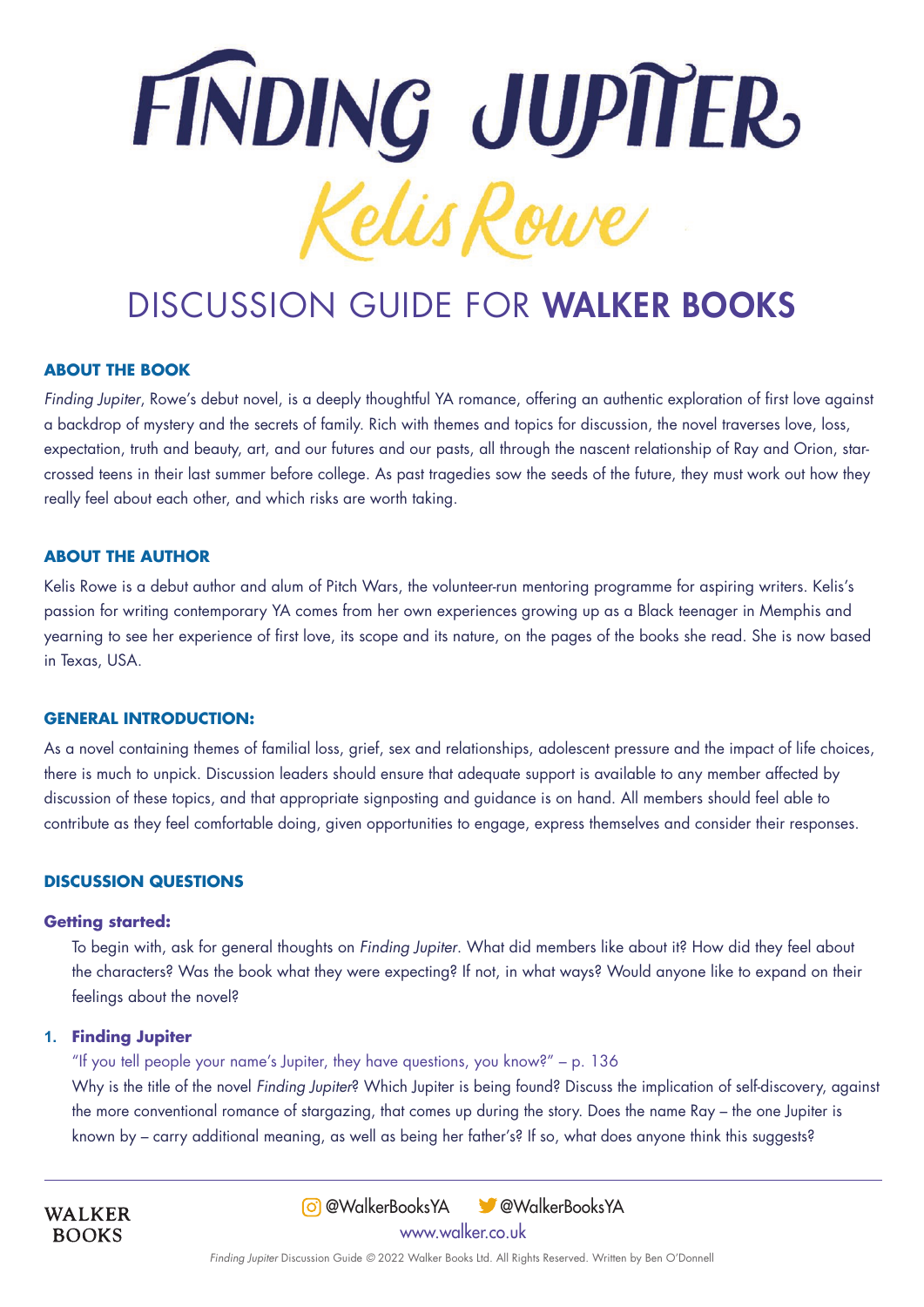# FINDING JUPITER

## Kelis Rowe

# DISCUSSION GUIDE FOR **WALKER BOOKS**

### ABOUT THE BOOK

*Finding Jupiter*, Rowe's debut novel, is a deeply thoughtful YA romance, offering an authentic exploration of first love against a backdrop of mystery and the secrets of family. Rich with themes and topics for discussion, the novel traverses love, loss, expectation, truth and beauty, art, and our futures and our pasts, all through the nascent relationship of Ray and Orion, star-crossed teens in their last summer before college. As past tragedies sow the seeds of the future, they must work out how they really feel about each other, and which risks are worth taking.

### ABOUT THE AUTHOR

Kelis Rowe is a debut author and alum of Pitch Wars, the volunteer-run mentoring programme for aspiring writers. Kelis's passion for writing contemporary YA comes from her own experiences growing up as a Black teenager in Memphis and yearning to see her experience of first love, its scope and its nature, on the pages of the books she read. She is now based in Texas, USA.

### GENERAL INTRODUCTION:

As a novel containing themes of familial loss, grief, sex and relationships, adolescent pressure and the impact of life choices, there is much to unpick. Discussion leaders should ensure that adequate support is available to any member affected by discussion of these topics, and that appropriate signposting and guidance is on hand. All members should feel able to contribute as they feel comfortable doing, given opportunities to engage, express themselves and consider their responses.

### DISCUSSION QUESTIONS

#### Getting started:

To begin with, ask for general thoughts on *Finding Jupiter*. What did members like about it? How did they feel about the characters? Was the book what they were expecting? If not, in what ways? Would anyone like to expand on their feelings about the novel?

1. **Finding Jupiter**

   "If you tell people your name's Jupiter, they have questions, you know?" – p. 136

   Why is the title of the novel *Finding Jupiter*? Which Jupiter is being found? Discuss the implication of self-discovery, against the more conventional romance of stargazing, that comes up during the story. Does the name Ray – the one Jupiter is known by – carry additional meaning, as well as being her father's? If so, what does anyone think this suggests?

WALKER BOOKS

@WalkerBooksYA @WalkerBooksYA

www.walker.co.uk

*Finding Jupiter* Discussion Guide © 2022 Walker Books Ltd. All Rights Reserved. Written by Ben O'Donnell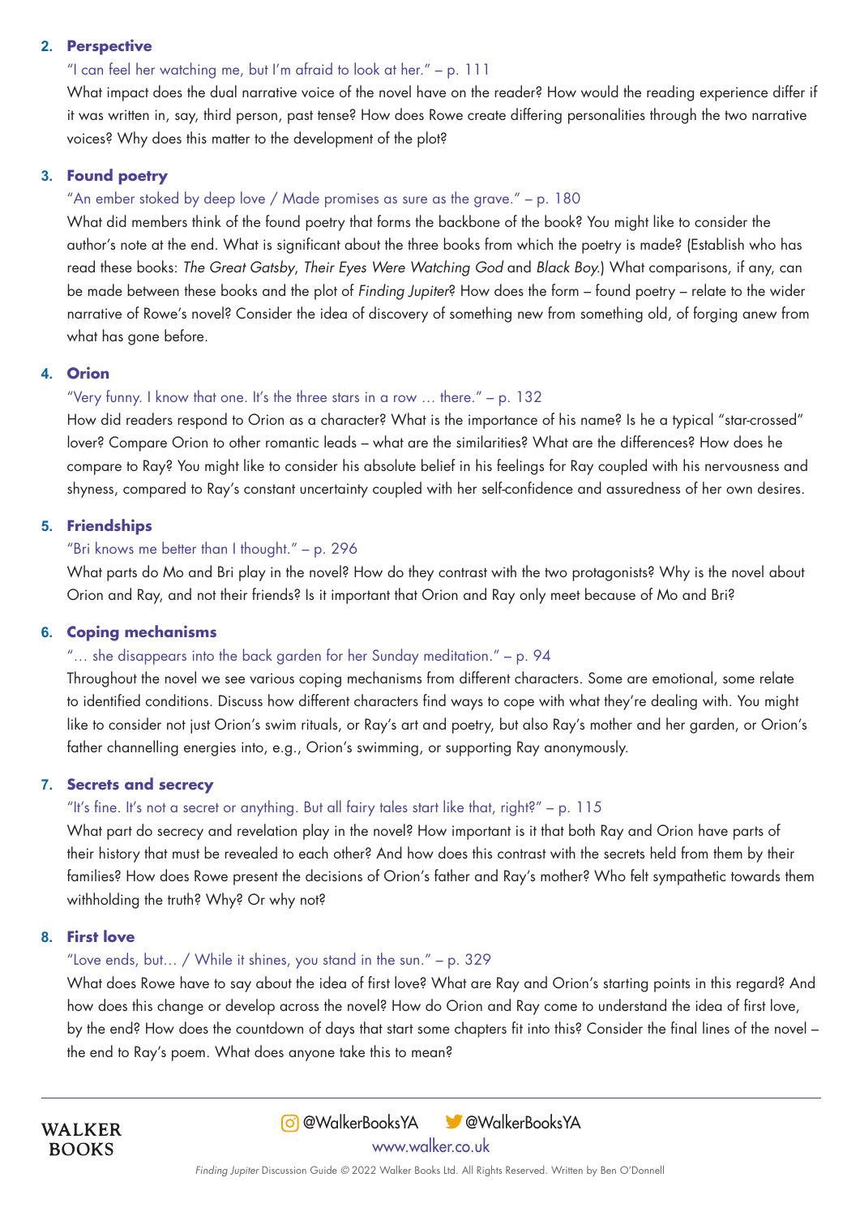## 2. Perspective

"I can feel her watching me, but I'm afraid to look at her." – p. 111

What impact does the dual narrative voice of the novel have on the reader? How would the reading experience differ if it was written in, say, third person, past tense? How does Rowe create differing personalities through the two narrative voices? Why does this matter to the development of the plot?

## 3. Found poetry

"An ember stoked by deep love / Made promises as sure as the grave." – p. 180

What did members think of the found poetry that forms the backbone of the book? You might like to consider the author's note at the end. What is significant about the three books from which the poetry is made? (Establish who has read these books: *The Great Gatsby*, *Their Eyes Were Watching God* and *Black Boy*.) What comparisons, if any, can be made between these books and the plot of *Finding Jupiter*? How does the form – found poetry – relate to the wider narrative of Rowe's novel? Consider the idea of discovery of something new from something old, of forging anew from what has gone before.

## 4. Orion

"Very funny. I know that one. It's the three stars in a row … there." – p. 132

How did readers respond to Orion as a character? What is the importance of his name? Is he a typical "star-crossed" lover? Compare Orion to other romantic leads – what are the similarities? What are the differences? How does he compare to Ray? You might like to consider his absolute belief in his feelings for Ray coupled with his nervousness and shyness, compared to Ray's constant uncertainty coupled with her self-confidence and assuredness of her own desires.

## 5. Friendships

"Bri knows me better than I thought." – p. 296

What parts do Mo and Bri play in the novel? How do they contrast with the two protagonists? Why is the novel about Orion and Ray, and not their friends? Is it important that Orion and Ray only meet because of Mo and Bri?

## 6. Coping mechanisms

"… she disappears into the back garden for her Sunday meditation." – p. 94

Throughout the novel we see various coping mechanisms from different characters. Some are emotional, some relate to identified conditions. Discuss how different characters find ways to cope with what they're dealing with. You might like to consider not just Orion's swim rituals, or Ray's art and poetry, but also Ray's mother and her garden, or Orion's father channelling energies into, e.g., Orion's swimming, or supporting Ray anonymously.

## 7. Secrets and secrecy

"It's fine. It's not a secret or anything. But all fairy tales start like that, right?" – p. 115

What part do secrecy and revelation play in the novel? How important is it that both Ray and Orion have parts of their history that must be revealed to each other? And how does this contrast with the secrets held from them by their families? How does Rowe present the decisions of Orion's father and Ray's mother? Who felt sympathetic towards them withholding the truth? Why? Or why not?

## 8. First love

"Love ends, but… / While it shines, you stand in the sun." – p. 329

What does Rowe have to say about the idea of first love? What are Ray and Orion's starting points in this regard? And how does this change or develop across the novel? How do Orion and Ray come to understand the idea of first love, by the end? How does the countdown of days that start some chapters fit into this? Consider the final lines of the novel – the end to Ray's poem. What does anyone take this to mean?

WALKER BOOKS

@WalkerBooksYA @WalkerBooksYA

www.walker.co.uk

*Finding Jupiter* Discussion Guide © 2022 Walker Books Ltd. All Rights Reserved. Written by Ben O'Donnell